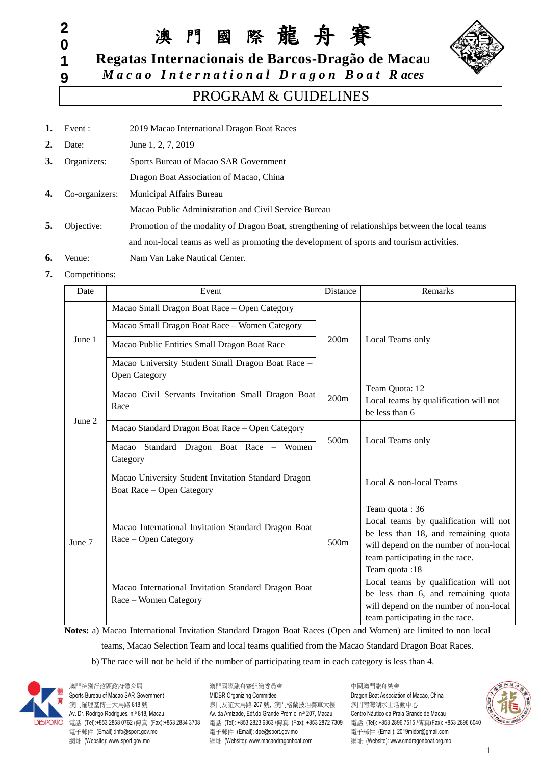2019

# 澳門國際龍舟賽

## Regatas Internacionais de Barcos-Dragão de Macau

## *Macao International Dragon Boat Races*

## PROGRAM & GUIDELINES

1. Event : 2019 Macao International Dragon Boat Races
2. Date: June 1, 2, 7, 2019
3. Organizers: Sports Bureau of Macao SAR Government
   Dragon Boat Association of Macao, China
4. Co-organizers: Municipal Affairs Bureau
   Macao Public Administration and Civil Service Bureau
5. Objective: Promotion of the modality of Dragon Boat, strengthening of relationships between the local teams and non-local teams as well as promoting the development of sports and tourism activities.
6. Venue: Nam Van Lake Nautical Center.
7. Competitions:

| Date | Event | Distance | Remarks |
|---|---|---|---|
| June 1 | Macao Small Dragon Boat Race – Open Category | 200m | Local Teams only |
| | Macao Small Dragon Boat Race – Women Category | | |
| | Macao Public Entities Small Dragon Boat Race | | |
| | Macao University Student Small Dragon Boat Race – Open Category | | |
| June 2 | Macao Civil Servants Invitation Small Dragon Boat Race | 200m | Team Quota: 12<br>Local teams by qualification will not be less than 6 |
| | Macao Standard Dragon Boat Race – Open Category | 500m | Local Teams only |
| | Macao Standard Dragon Boat Race – Women Category | | |
| June 7 | Macao University Student Invitation Standard Dragon Boat Race – Open Category | 500m | Local & non-local Teams |
| | Macao International Invitation Standard Dragon Boat Race – Open Category | | Team quota : 36<br>Local teams by qualification will not be less than 18, and remaining quota will depend on the number of non-local team participating in the race. |
| | Macao International Invitation Standard Dragon Boat Race – Women Category | | Team quota :18<br>Local teams by qualification will not be less than 6, and remaining quota will depend on the number of non-local team participating in the race. |

**Notes:** a) Macao International Invitation Standard Dragon Boat Races (Open and Women) are limited to non local teams, Macao Selection Team and local teams qualified from the Macao Standard Dragon Boat Races.

b) The race will not be held if the number of participating team in each category is less than 4.

澳門特別行政區政府體育局
Sports Bureau of Macao SAR Government
澳門羅理基博士大馬路 818 號
Av. Dr. Rodrigo Rodrigues, n.º 818, Macau
電話 (Tel):+853 2858 0762 /傳真 (Fax):+853 2834 3708
電子郵件 (Email) :info@sport.gov.mo
網址 (Website): www.sport.gov.mo

澳門國際龍舟賽組織委員會
MIDBR Organizing Committee
澳門友誼大馬路 207 號，澳門格蘭披治賽車大樓
Av. da Amizade, Edf.do Grande Prémio, n.º 207, Macau
電話 (Tel): +853 2823 6363 /傳真 (Fax): +853 2872 7309
電子郵件 (Email): dpe@sport.gov.mo
網址 (Website): www.macaodragonboat.com

中國澳門龍舟總會
Dragon Boat Association of Macao, China
澳門南灣湖水上活動中心
Centro Náutico da Praia Grande de Macau
電話 (Tel): +853 2896 7515 /傳真(Fax): +853 2896 6040
電子郵件 (Email): 2019midbr@gmail.com
網址 (Website): www.cmdragonboat.org.mo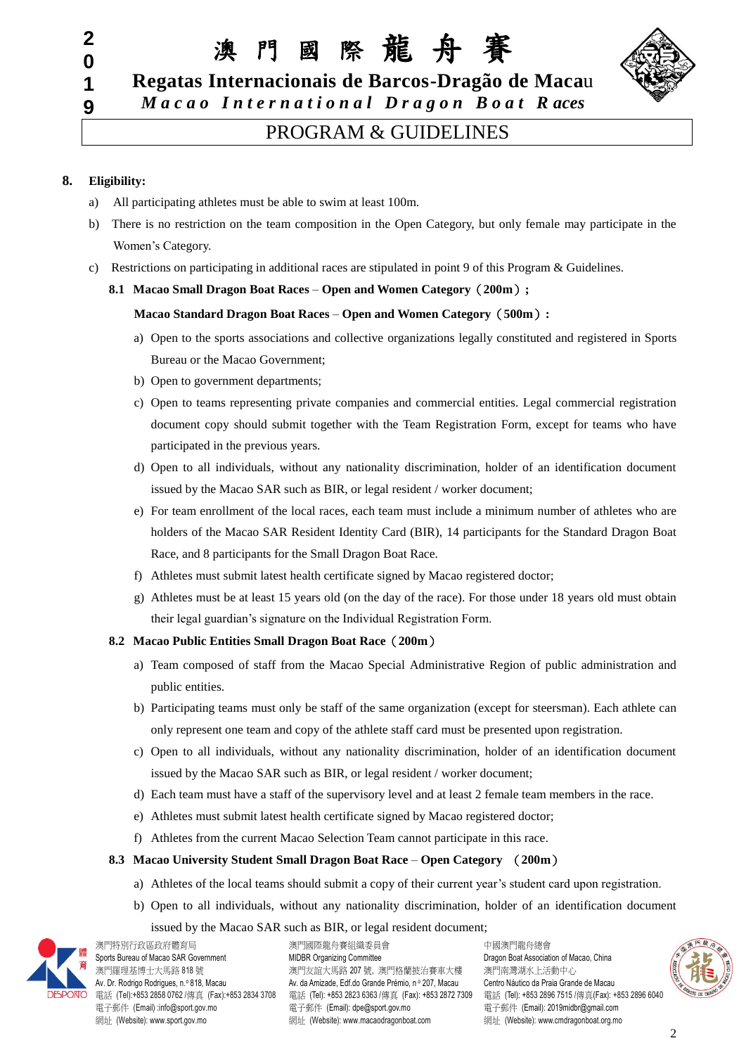## 8. Eligibility:

a) All participating athletes must be able to swim at least 100m.

b) There is no restriction on the team composition in the Open Category, but only female may participate in the Women's Category.

c) Restrictions on participating in additional races are stipulated in point 9 of this Program & Guidelines.

### 8.1 Macao Small Dragon Boat Races – Open and Women Category（200m）;

**Macao Standard Dragon Boat Races – Open and Women Category（500m）:**

a) Open to the sports associations and collective organizations legally constituted and registered in Sports Bureau or the Macao Government;

b) Open to government departments;

c) Open to teams representing private companies and commercial entities. Legal commercial registration document copy should submit together with the Team Registration Form, except for teams who have participated in the previous years.

d) Open to all individuals, without any nationality discrimination, holder of an identification document issued by the Macao SAR such as BIR, or legal resident / worker document;

e) For team enrollment of the local races, each team must include a minimum number of athletes who are holders of the Macao SAR Resident Identity Card (BIR), 14 participants for the Standard Dragon Boat Race, and 8 participants for the Small Dragon Boat Race.

f) Athletes must submit latest health certificate signed by Macao registered doctor;

g) Athletes must be at least 15 years old (on the day of the race). For those under 18 years old must obtain their legal guardian's signature on the Individual Registration Form.

### 8.2 Macao Public Entities Small Dragon Boat Race（200m）

a) Team composed of staff from the Macao Special Administrative Region of public administration and public entities.

b) Participating teams must only be staff of the same organization (except for steersman). Each athlete can only represent one team and copy of the athlete staff card must be presented upon registration.

c) Open to all individuals, without any nationality discrimination, holder of an identification document issued by the Macao SAR such as BIR, or legal resident / worker document;

d) Each team must have a staff of the supervisory level and at least 2 female team members in the race.

e) Athletes must submit latest health certificate signed by Macao registered doctor;

f) Athletes from the current Macao Selection Team cannot participate in this race.

### 8.3 Macao University Student Small Dragon Boat Race – Open Category （200m）

a) Athletes of the local teams should submit a copy of their current year's student card upon registration.

b) Open to all individuals, without any nationality discrimination, holder of an identification document issued by the Macao SAR such as BIR, or legal resident document;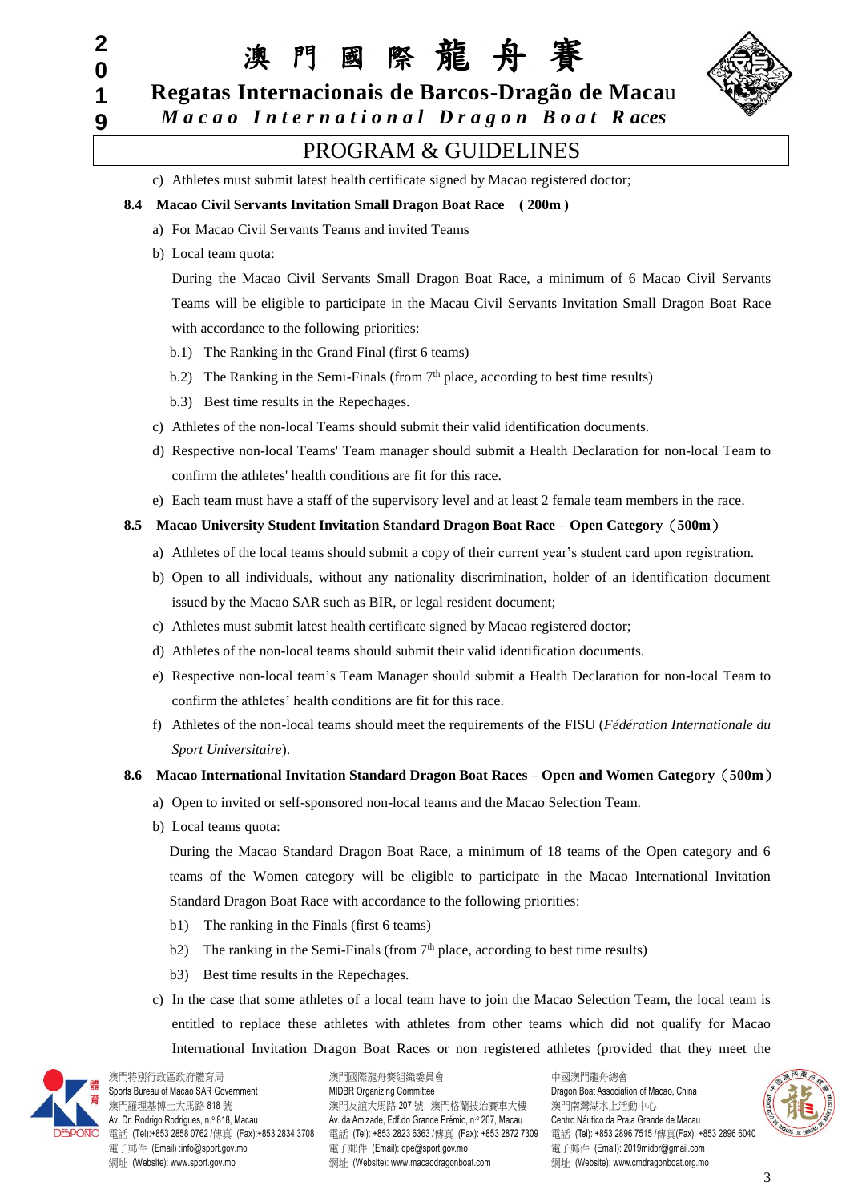c) Athletes must submit latest health certificate signed by Macao registered doctor;

**8.4 Macao Civil Servants Invitation Small Dragon Boat Race (200m)**

a) For Macao Civil Servants Teams and invited Teams

b) Local team quota:

During the Macao Civil Servants Small Dragon Boat Race, a minimum of 6 Macao Civil Servants Teams will be eligible to participate in the Macau Civil Servants Invitation Small Dragon Boat Race with accordance to the following priorities:

b.1) The Ranking in the Grand Final (first 6 teams)

b.2) The Ranking in the Semi-Finals (from 7th place, according to best time results)

b.3) Best time results in the Repechages.

c) Athletes of the non-local Teams should submit their valid identification documents.

d) Respective non-local Teams' Team manager should submit a Health Declaration for non-local Team to confirm the athletes' health conditions are fit for this race.

e) Each team must have a staff of the supervisory level and at least 2 female team members in the race.

**8.5 Macao University Student Invitation Standard Dragon Boat Race – Open Category（500m）**

a) Athletes of the local teams should submit a copy of their current year's student card upon registration.

b) Open to all individuals, without any nationality discrimination, holder of an identification document issued by the Macao SAR such as BIR, or legal resident document;

c) Athletes must submit latest health certificate signed by Macao registered doctor;

d) Athletes of the non-local teams should submit their valid identification documents.

e) Respective non-local team's Team Manager should submit a Health Declaration for non-local Team to confirm the athletes' health conditions are fit for this race.

f) Athletes of the non-local teams should meet the requirements of the FISU (*Fédération Internationale du Sport Universitaire*).

**8.6 Macao International Invitation Standard Dragon Boat Races – Open and Women Category（500m）**

a) Open to invited or self-sponsored non-local teams and the Macao Selection Team.

b) Local teams quota:

During the Macao Standard Dragon Boat Race, a minimum of 18 teams of the Open category and 6 teams of the Women category will be eligible to participate in the Macao International Invitation Standard Dragon Boat Race with accordance to the following priorities:

b1) The ranking in the Finals (first 6 teams)

b2) The ranking in the Semi-Finals (from 7th place, according to best time results)

b3) Best time results in the Repechages.

c) In the case that some athletes of a local team have to join the Macao Selection Team, the local team is entitled to replace these athletes with athletes from other teams which did not qualify for Macao International Invitation Dragon Boat Races or non registered athletes (provided that they meet the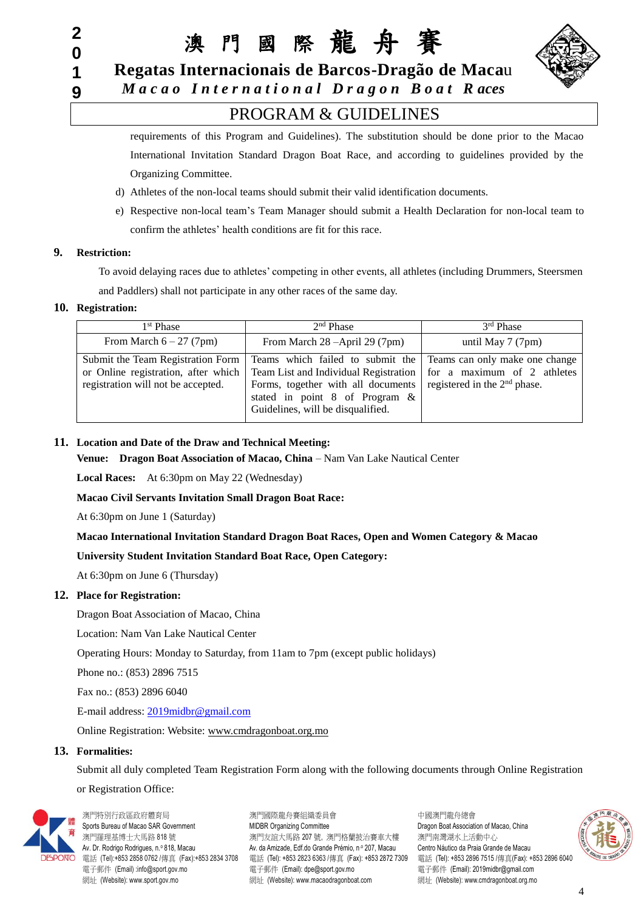requirements of this Program and Guidelines). The substitution should be done prior to the Macao International Invitation Standard Dragon Boat Race, and according to guidelines provided by the Organizing Committee.

d) Athletes of the non-local teams should submit their valid identification documents.

e) Respective non-local team's Team Manager should submit a Health Declaration for non-local team to confirm the athletes' health conditions are fit for this race.

**9. Restriction:**

To avoid delaying races due to athletes' competing in other events, all athletes (including Drummers, Steersmen and Paddlers) shall not participate in any other races of the same day.

**10. Registration:**

| 1st Phase | 2nd Phase | 3rd Phase |
|---|---|---|
| From March 6 – 27 (7pm) | From March 28 –April 29 (7pm) | until May 7 (7pm) |
| Submit the Team Registration Form or Online registration, after which registration will not be accepted. | Teams which failed to submit the Team List and Individual Registration Forms, together with all documents stated in point 8 of Program & Guidelines, will be disqualified. | Teams can only make one change for a maximum of 2 athletes registered in the 2nd phase. |

**11. Location and Date of the Draw and Technical Meeting:**

**Venue: Dragon Boat Association of Macao, China** – Nam Van Lake Nautical Center

**Local Races:** At 6:30pm on May 22 (Wednesday)

**Macao Civil Servants Invitation Small Dragon Boat Race:**

At 6:30pm on June 1 (Saturday)

**Macao International Invitation Standard Dragon Boat Races, Open and Women Category & Macao University Student Invitation Standard Boat Race, Open Category:**

At 6:30pm on June 6 (Thursday)

**12. Place for Registration:**

Dragon Boat Association of Macao, China

Location: Nam Van Lake Nautical Center

Operating Hours: Monday to Saturday, from 11am to 7pm (except public holidays)

Phone no.: (853) 2896 7515

Fax no.: (853) 2896 6040

E-mail address: 2019midbr@gmail.com

Online Registration: Website: www.cmdragonboat.org.mo

**13. Formalities:**

Submit all duly completed Team Registration Form along with the following documents through Online Registration or Registration Office: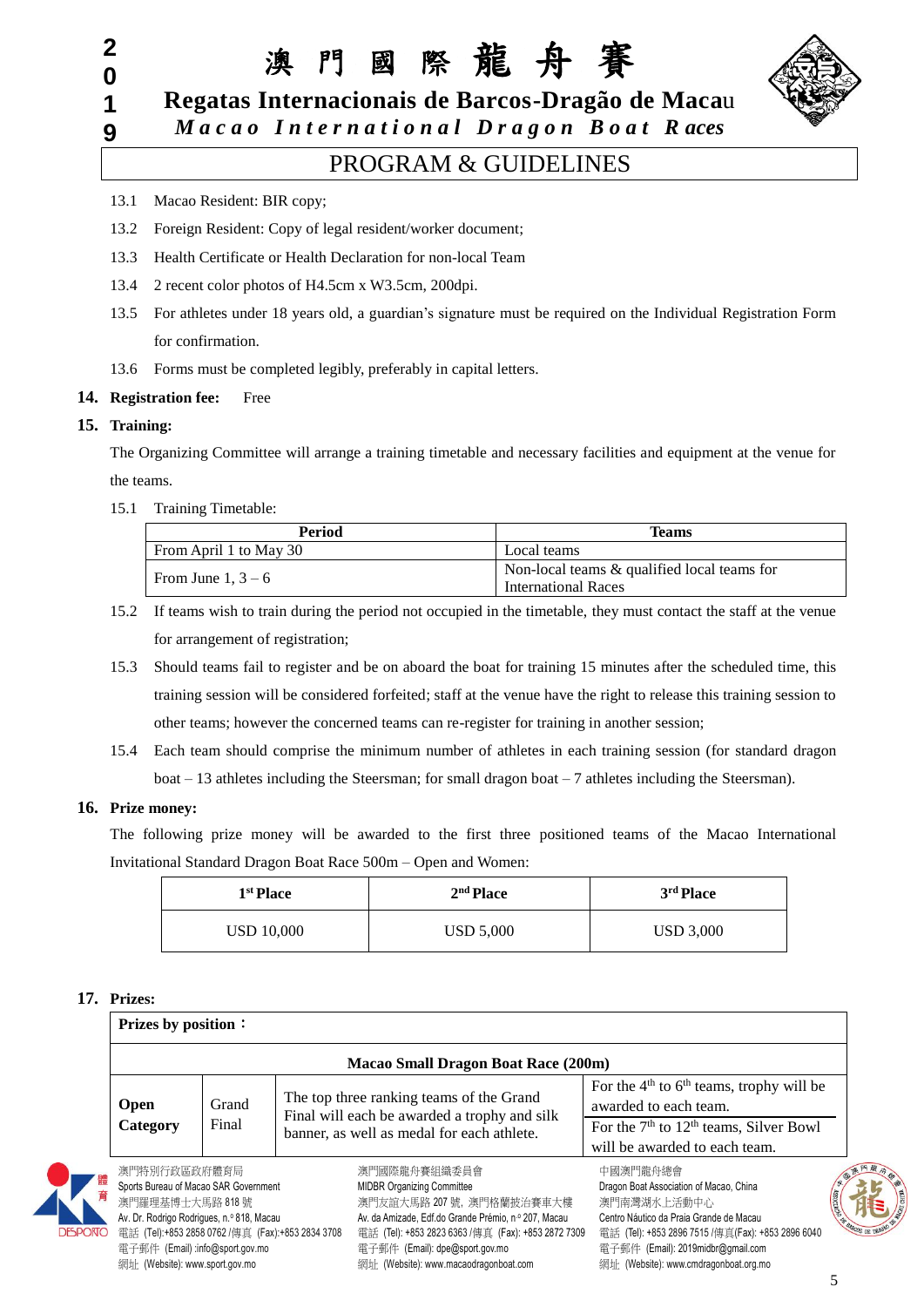13.1 Macao Resident: BIR copy;

13.2 Foreign Resident: Copy of legal resident/worker document;

13.3 Health Certificate or Health Declaration for non-local Team

13.4 2 recent color photos of H4.5cm x W3.5cm, 200dpi.

13.5 For athletes under 18 years old, a guardian's signature must be required on the Individual Registration Form for confirmation.

13.6 Forms must be completed legibly, preferably in capital letters.

## 14. Registration fee: Free

## 15. Training:

The Organizing Committee will arrange a training timetable and necessary facilities and equipment at the venue for the teams.

15.1 Training Timetable:

| Period | Teams |
|---|---|
| From April 1 to May 30 | Local teams |
| From June 1, 3 – 6 | Non-local teams & qualified local teams for International Races |

15.2 If teams wish to train during the period not occupied in the timetable, they must contact the staff at the venue for arrangement of registration;

15.3 Should teams fail to register and be on aboard the boat for training 15 minutes after the scheduled time, this training session will be considered forfeited; staff at the venue have the right to release this training session to other teams; however the concerned teams can re-register for training in another session;

15.4 Each team should comprise the minimum number of athletes in each training session (for standard dragon boat – 13 athletes including the Steersman; for small dragon boat – 7 athletes including the Steersman).

## 16. Prize money:

The following prize money will be awarded to the first three positioned teams of the Macao International Invitational Standard Dragon Boat Race 500m – Open and Women:

| 1st Place | 2nd Place | 3rd Place |
|---|---|---|
| USD 10,000 | USD 5,000 | USD 3,000 |

## 17. Prizes:

| **Prizes by position：** | | | |
|---|---|---|---|
| **Macao Small Dragon Boat Race (200m)** | | | |
| **Open Category** | Grand Final | The top three ranking teams of the Grand Final will each be awarded a trophy and silk banner, as well as medal for each athlete. | For the 4th to 6th teams, trophy will be awarded to each team. |
| | | | For the 7th to 12th teams, Silver Bowl will be awarded to each team. |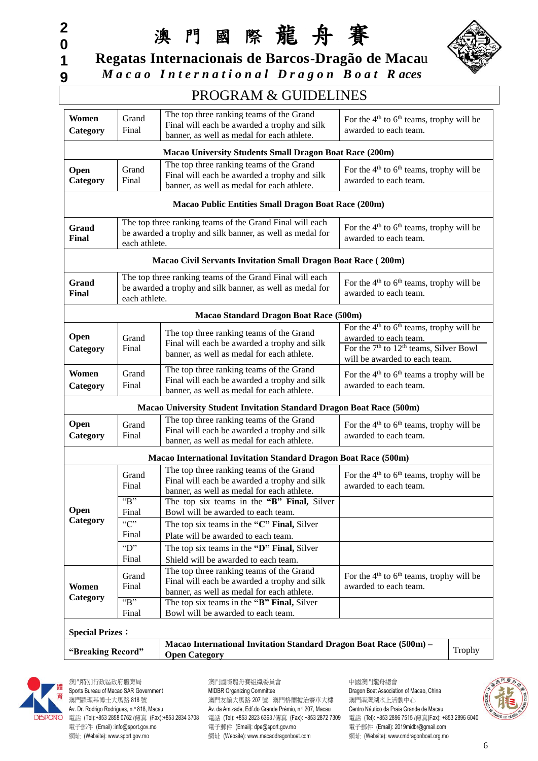# 澳門國際龍舟賽

## Regatas Internacionais de Barcos-Dragão de Macau

*Macao International Dragon Boat Races*

## PROGRAM & GUIDELINES

| | | | |
|---|---|---|---|
| **Women Category** | Grand Final | The top three ranking teams of the Grand Final will each be awarded a trophy and silk banner, as well as medal for each athlete. | For the 4th to 6th teams, trophy will be awarded to each team. |
| **Macao University Students Small Dragon Boat Race (200m)** | | | |
| **Open Category** | Grand Final | The top three ranking teams of the Grand Final will each be awarded a trophy and silk banner, as well as medal for each athlete. | For the 4th to 6th teams, trophy will be awarded to each team. |
| **Macao Public Entities Small Dragon Boat Race (200m)** | | | |
| **Grand Final** | | The top three ranking teams of the Grand Final will each be awarded a trophy and silk banner, as well as medal for each athlete. | For the 4th to 6th teams, trophy will be awarded to each team. |
| **Macao Civil Servants Invitation Small Dragon Boat Race ( 200m)** | | | |
| **Grand Final** | | The top three ranking teams of the Grand Final will each be awarded a trophy and silk banner, as well as medal for each athlete. | For the 4th to 6th teams, trophy will be awarded to each team. |
| **Macao Standard Dragon Boat Race (500m)** | | | |
| **Open Category** | Grand Final | The top three ranking teams of the Grand Final will each be awarded a trophy and silk banner, as well as medal for each athlete. | For the 4th to 6th teams, trophy will be awarded to each team. For the 7th to 12th teams, Silver Bowl will be awarded to each team. |
| **Women Category** | Grand Final | The top three ranking teams of the Grand Final will each be awarded a trophy and silk banner, as well as medal for each athlete. | For the 4th to 6th teams a trophy will be awarded to each team. |
| **Macao University Student Invitation Standard Dragon Boat Race (500m)** | | | |
| **Open Category** | Grand Final | The top three ranking teams of the Grand Final will each be awarded a trophy and silk banner, as well as medal for each athlete. | For the 4th to 6th teams, trophy will be awarded to each team. |
| **Macao International Invitation Standard Dragon Boat Race (500m)** | | | |
| **Open Category** | Grand Final | The top three ranking teams of the Grand Final will each be awarded a trophy and silk banner, as well as medal for each athlete. | For the 4th to 6th teams, trophy will be awarded to each team. |
| | "B" Final | The top six teams in the **"B" Final,** Silver Bowl will be awarded to each team. | |
| | "C" Final | The top six teams in the **"C" Final,** Silver Plate will be awarded to each team. | |
| | "D" Final | The top six teams in the **"D" Final,** Silver Shield will be awarded to each team. | |
| **Women Category** | Grand Final | The top three ranking teams of the Grand Final will each be awarded a trophy and silk banner, as well as medal for each athlete. | For the 4th to 6th teams, trophy will be awarded to each team. |
| | "B" Final | The top six teams in the **"B" Final,** Silver Bowl will be awarded to each team. | |
| **Special Prizes：** | | | |
| **"Breaking Record"** | | **Macao International Invitation Standard Dragon Boat Race (500m) – Open Category** | Trophy |

澳門特別行政區政府體育局
Sports Bureau of Macao SAR Government
澳門羅理基博士大馬路 818 號
Av. Dr. Rodrigo Rodrigues, n.º 818, Macau
電話 (Tel):+853 2858 0762 /傳真 (Fax):+853 2834 3708
電子郵件 (Email) :info@sport.gov.mo
網址 (Website): www.sport.gov.mo

澳門國際龍舟賽組織委員會
MIDBR Organizing Committee
澳門友誼大馬路 207 號, 澳門格蘭披治賽車大樓
Av. da Amizade, Edf.do Grande Prémio, n.º 207, Macau
電話 (Tel): +853 2823 6363 /傳真 (Fax): +853 2872 7309
電子郵件 (Email): dpe@sport.gov.mo
網址 (Website): www.macaodragonboat.com

中國澳門龍舟總會
Dragon Boat Association of Macao, China
澳門南灣湖水上活動中心
Centro Náutico da Praia Grande de Macau
電話 (Tel): +853 2896 7515 /傳真(Fax): +853 2896 6040
電子郵件 (Email): 2019midbr@gmail.com
網址 (Website): www.cmdragonboat.org.mo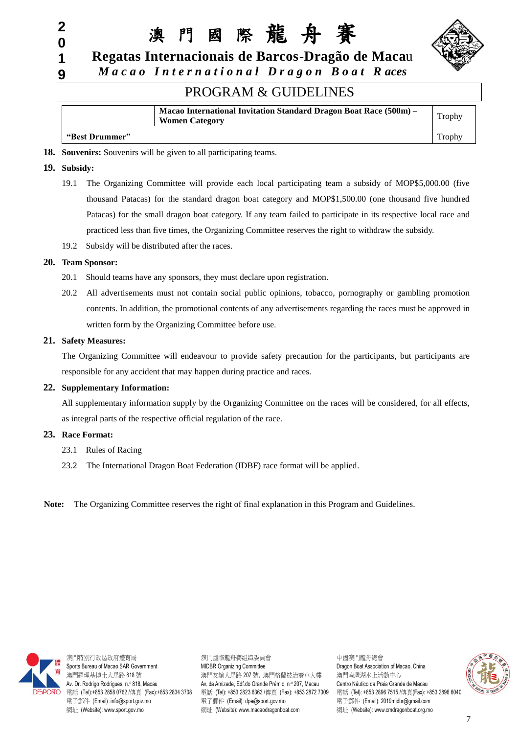2019

# 澳 門 國 際 龍 舟 賽

## Regatas Internacionais de Barcos-Dragão de Macau

## *Macao International Dragon Boat Races*

## PROGRAM & GUIDELINES

| | | |
|---|---|---|
| | **Macao International Invitation Standard Dragon Boat Race (500m) – Women Category** | Trophy |
| **"Best Drummer"** | | Trophy |

**18. Souvenirs:** Souvenirs will be given to all participating teams.

**19. Subsidy:**

19.1 The Organizing Committee will provide each local participating team a subsidy of MOP$5,000.00 (five thousand Patacas) for the standard dragon boat category and MOP$1,500.00 (one thousand five hundred Patacas) for the small dragon boat category. If any team failed to participate in its respective local race and practiced less than five times, the Organizing Committee reserves the right to withdraw the subsidy.

19.2 Subsidy will be distributed after the races.

**20. Team Sponsor:**

20.1 Should teams have any sponsors, they must declare upon registration.

20.2 All advertisements must not contain social public opinions, tobacco, pornography or gambling promotion contents. In addition, the promotional contents of any advertisements regarding the races must be approved in written form by the Organizing Committee before use.

**21. Safety Measures:**

The Organizing Committee will endeavour to provide safety precaution for the participants, but participants are responsible for any accident that may happen during practice and races.

**22. Supplementary Information:**

All supplementary information supply by the Organizing Committee on the races will be considered, for all effects, as integral parts of the respective official regulation of the race.

**23. Race Format:**

23.1 Rules of Racing

23.2 The International Dragon Boat Federation (IDBF) race format will be applied.

**Note:** The Organizing Committee reserves the right of final explanation in this Program and Guidelines.

澳門特別行政區政府體育局
Sports Bureau of Macao SAR Government
澳門羅理基博士大馬路 818 號
Av. Dr. Rodrigo Rodrigues, n.º 818, Macau
電話 (Tel):+853 2858 0762 /傳真 (Fax):+853 2834 3708
電子郵件 (Email) :info@sport.gov.mo
網址 (Website): www.sport.gov.mo

澳門國際龍舟賽組織委員會
MIDBR Organizing Committee
澳門友誼大馬路 207 號, 澳門格蘭披治賽車大樓
Av. da Amizade, Edf.do Grande Prémio, n.º 207, Macau
電話 (Tel): +853 2823 6363 /傳真 (Fax): +853 2872 7309
電子郵件 (Email): dpe@sport.gov.mo
網址 (Website): www.macaodragonboat.com

中國澳門龍舟總會
Dragon Boat Association of Macao, China
澳門南灣湖水上活動中心
Centro Náutico da Praia Grande de Macau
電話 (Tel): +853 2896 7515 /傳真(Fax): +853 2896 6040
電子郵件 (Email): 2019midbr@gmail.com
網址 (Website): www.cmdragonboat.org.mo